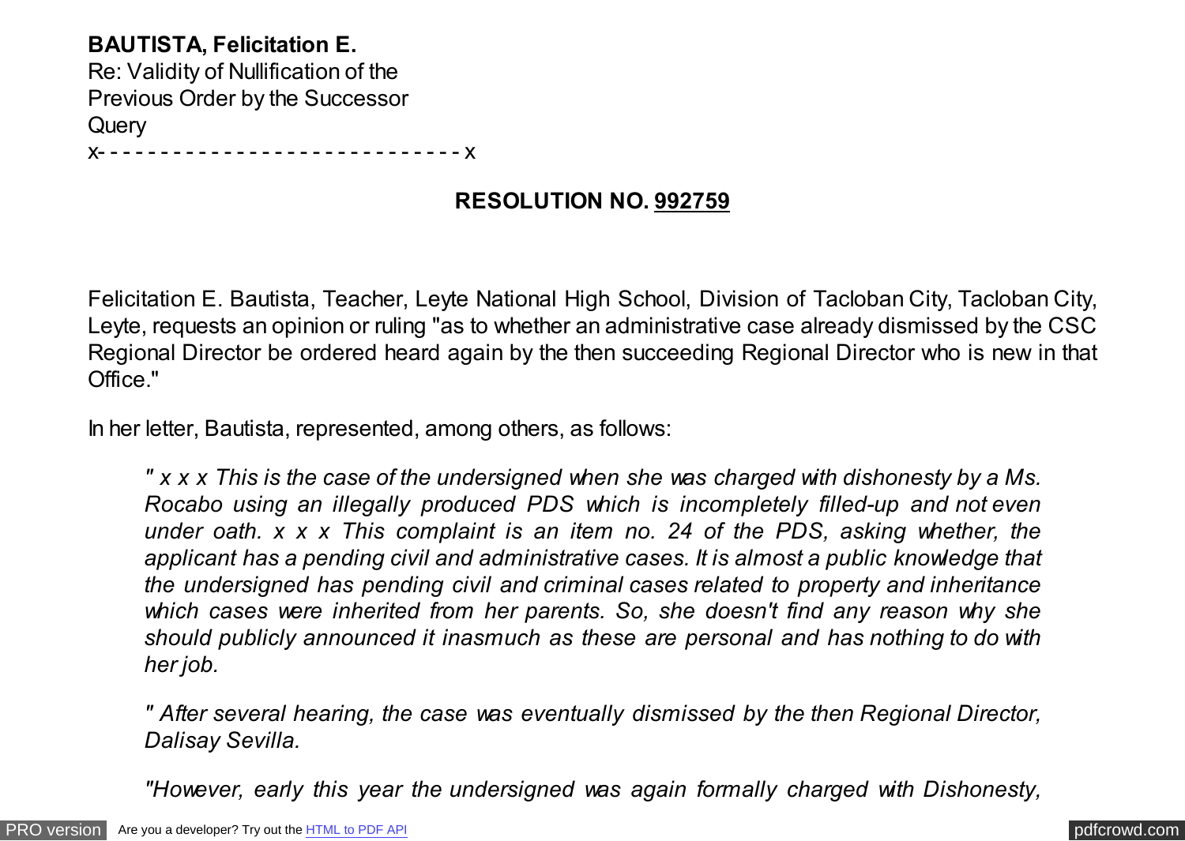**BAUTISTA, Felicitation E.**
Re: Validity of Nullification of the Previous Order by the Successor
Query
x- - - - - - - - - - - - - - - - - - - - - - - - - - - - - x

**RESOLUTION NO. 992759**

Felicitation E. Bautista, Teacher, Leyte National High School, Division of Tacloban City, Tacloban City, Leyte, requests an opinion or ruling "as to whether an administrative case already dismissed by the CSC Regional Director be ordered heard again by the then succeeding Regional Director who is new in that Office."

In her letter, Bautista, represented, among others, as follows:

> *" x x x This is the case of the undersigned when she was charged with dishonesty by a Ms. Rocabo using an illegally produced PDS which is incompletely filled-up and not even under oath. x x x This complaint is an item no. 24 of the PDS, asking whether, the applicant has a pending civil and administrative cases. It is almost a public knowledge that the undersigned has pending civil and criminal cases related to property and inheritance which cases were inherited from her parents. So, she doesn't find any reason why she should publicly announced it inasmuch as these are personal and has nothing to do with her job.*
>
> *" After several hearing, the case was eventually dismissed by the then Regional Director, Dalisay Sevilla.*
>
> *"However, early this year the undersigned was again formally charged with Dishonesty,*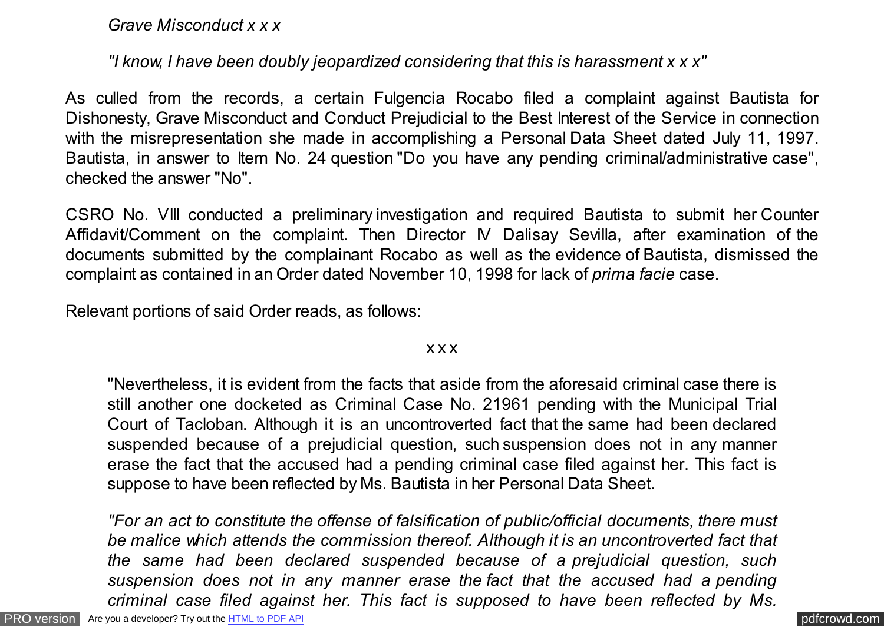*Grave Misconduct x x x*

*"I know, I have been doubly jeopardized considering that this is harassment x x x"*

As culled from the records, a certain Fulgencia Rocabo filed a complaint against Bautista for Dishonesty, Grave Misconduct and Conduct Prejudicial to the Best Interest of the Service in connection with the misrepresentation she made in accomplishing a Personal Data Sheet dated July 11, 1997. Bautista, in answer to Item No. 24 question "Do you have any pending criminal/administrative case", checked the answer "No".

CSRO No. VIII conducted a preliminary investigation and required Bautista to submit her Counter Affidavit/Comment on the complaint. Then Director IV Dalisay Sevilla, after examination of the documents submitted by the complainant Rocabo as well as the evidence of Bautista, dismissed the complaint as contained in an Order dated November 10, 1998 for lack of *prima facie* case.

Relevant portions of said Order reads, as follows:

x x x

> "Nevertheless, it is evident from the facts that aside from the aforesaid criminal case there is still another one docketed as Criminal Case No. 21961 pending with the Municipal Trial Court of Tacloban. Although it is an uncontroverted fact that the same had been declared suspended because of a prejudicial question, such suspension does not in any manner erase the fact that the accused had a pending criminal case filed against her. This fact is suppose to have been reflected by Ms. Bautista in her Personal Data Sheet.
>
> *"For an act to constitute the offense of falsification of public/official documents, there must be malice which attends the commission thereof. Although it is an uncontroverted fact that the same had been declared suspended because of a prejudicial question, such suspension does not in any manner erase the fact that the accused had a pending criminal case filed against her. This fact is supposed to have been reflected by Ms.*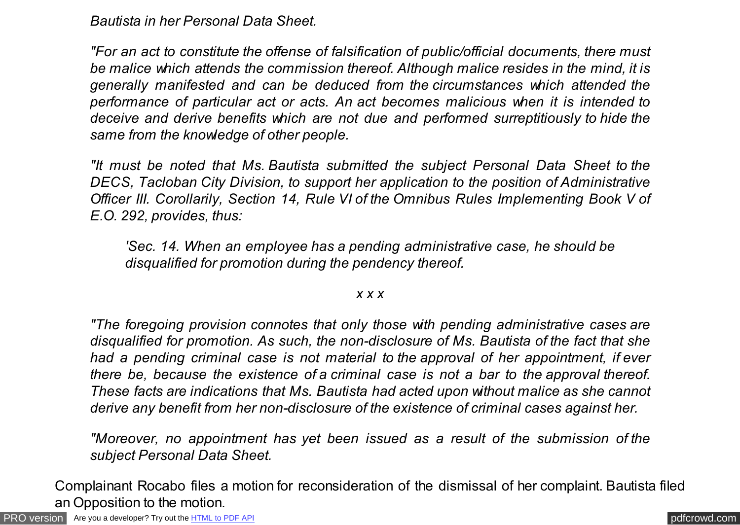*Bautista in her Personal Data Sheet.*

*"For an act to constitute the offense of falsification of public/official documents, there must be malice which attends the commission thereof. Although malice resides in the mind, it is generally manifested and can be deduced from the circumstances which attended the performance of particular act or acts. An act becomes malicious when it is intended to deceive and derive benefits which are not due and performed surreptitiously to hide the same from the knowledge of other people.*

*"It must be noted that Ms. Bautista submitted the subject Personal Data Sheet to the DECS, Tacloban City Division, to support her application to the position of Administrative Officer III. Corollarily, Section 14, Rule VI of the Omnibus Rules Implementing Book V of E.O. 292, provides, thus:*

> *'Sec. 14. When an employee has a pending administrative case, he should be disqualified for promotion during the pendency thereof.*

*x x x*

*"The foregoing provision connotes that only those with pending administrative cases are disqualified for promotion. As such, the non-disclosure of Ms. Bautista of the fact that she had a pending criminal case is not material to the approval of her appointment, if ever there be, because the existence of a criminal case is not a bar to the approval thereof. These facts are indications that Ms. Bautista had acted upon without malice as she cannot derive any benefit from her non-disclosure of the existence of criminal cases against her.*

*"Moreover, no appointment has yet been issued as a result of the submission of the subject Personal Data Sheet.*

Complainant Rocabo files a motion for reconsideration of the dismissal of her complaint. Bautista filed an Opposition to the motion.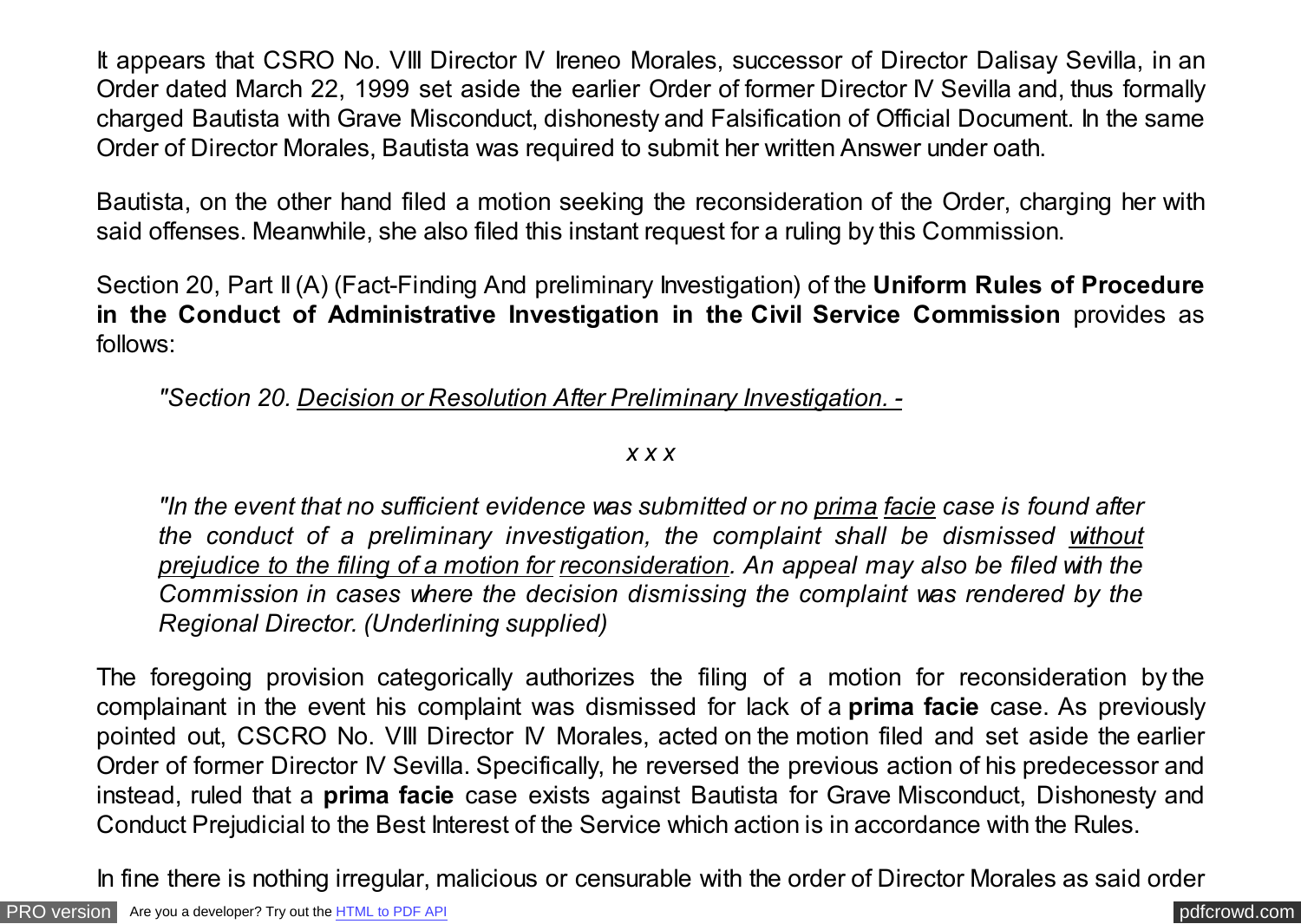It appears that CSRO No. VIII Director IV Ireneo Morales, successor of Director Dalisay Sevilla, in an Order dated March 22, 1999 set aside the earlier Order of former Director IV Sevilla and, thus formally charged Bautista with Grave Misconduct, dishonesty and Falsification of Official Document. In the same Order of Director Morales, Bautista was required to submit her written Answer under oath.

Bautista, on the other hand filed a motion seeking the reconsideration of the Order, charging her with said offenses. Meanwhile, she also filed this instant request for a ruling by this Commission.

Section 20, Part II (A) (Fact-Finding And preliminary Investigation) of the **Uniform Rules of Procedure in the Conduct of Administrative Investigation in the Civil Service Commission** provides as follows:

> *"Section 20. Decision or Resolution After Preliminary Investigation. -*
>
> *x x x*
>
> *"In the event that no sufficient evidence was submitted or no prima facie case is found after the conduct of a preliminary investigation, the complaint shall be dismissed without prejudice to the filing of a motion for reconsideration. An appeal may also be filed with the Commission in cases where the decision dismissing the complaint was rendered by the Regional Director. (Underlining supplied)*

The foregoing provision categorically authorizes the filing of a motion for reconsideration by the complainant in the event his complaint was dismissed for lack of a **prima facie** case. As previously pointed out, CSCRO No. VIII Director IV Morales, acted on the motion filed and set aside the earlier Order of former Director IV Sevilla. Specifically, he reversed the previous action of his predecessor and instead, ruled that a **prima facie** case exists against Bautista for Grave Misconduct, Dishonesty and Conduct Prejudicial to the Best Interest of the Service which action is in accordance with the Rules.

In fine there is nothing irregular, malicious or censurable with the order of Director Morales as said order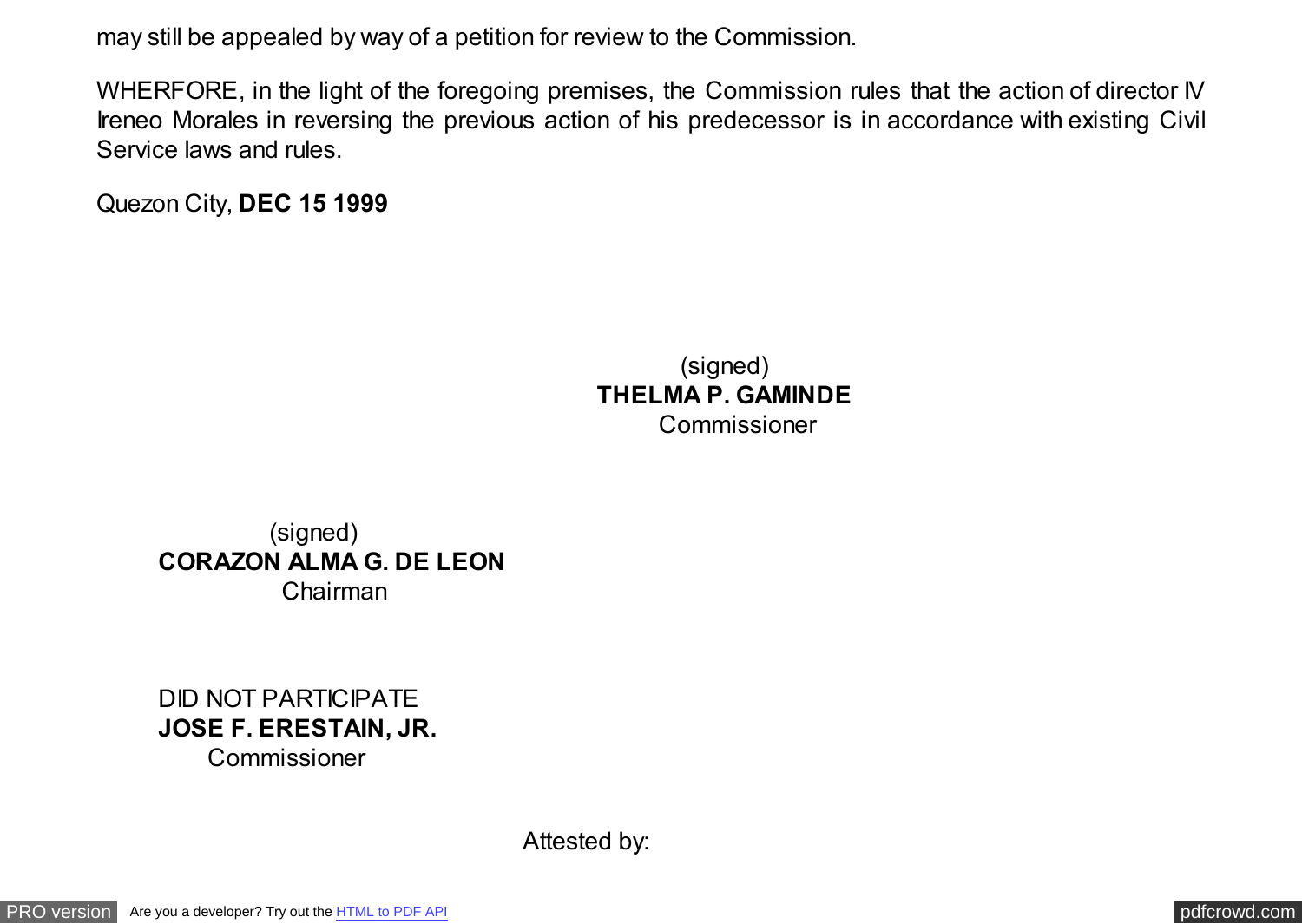may still be appealed by way of a petition for review to the Commission.

WHERFORE, in the light of the foregoing premises, the Commission rules that the action of director IV Ireneo Morales in reversing the previous action of his predecessor is in accordance with existing Civil Service laws and rules.

Quezon City, **DEC 15 1999**

(signed)
**THELMA P. GAMINDE**
Commissioner

(signed)
**CORAZON ALMA G. DE LEON**
Chairman

DID NOT PARTICIPATE
**JOSE F. ERESTAIN, JR.**
Commissioner

Attested by: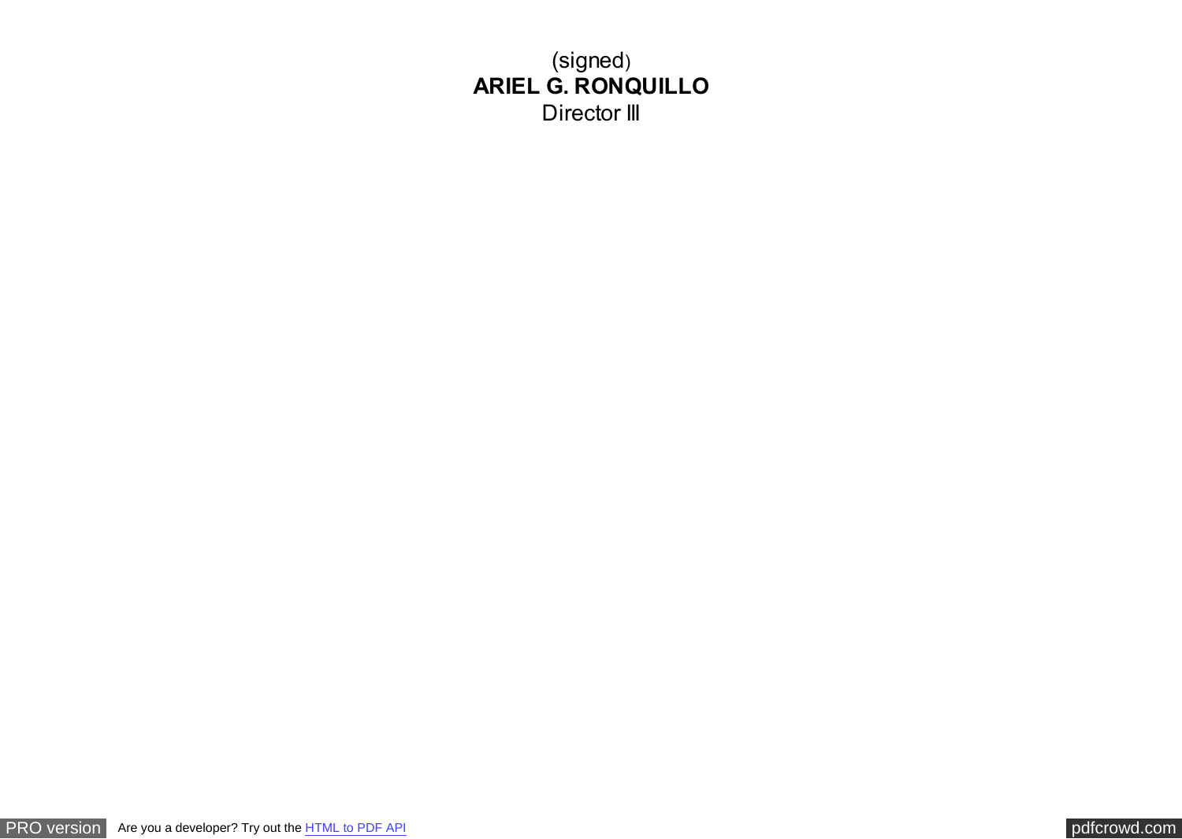(signed)
**ARIEL G. RONQUILLO**
Director III